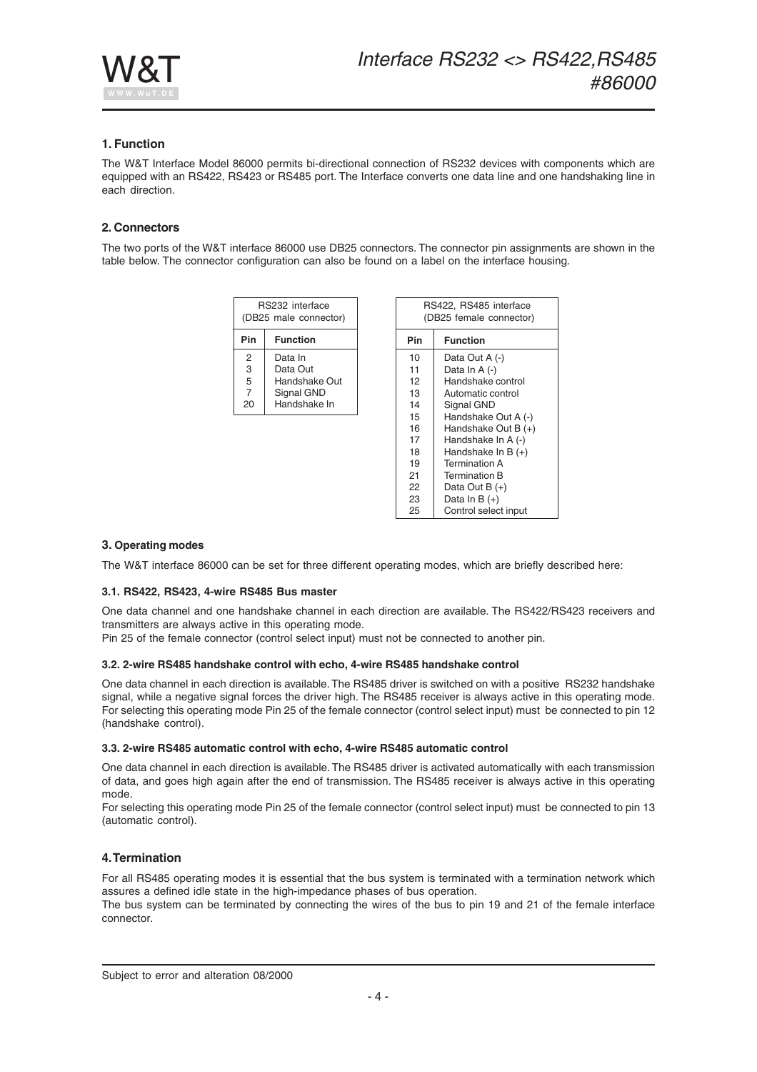# Interface RS232 <> RS422,RS485 #86000

## 1. Function

The W&T Interface Model 86000 permits bi-directional connection of RS232 devices with components which are equipped with an RS422, RS423 or RS485 port. The Interface converts one data line and one handshaking line in each direction.

## 2. Connectors

The two ports of the W&T interface 86000 use DB25 connectors. The connector pin assignments are shown in the table below. The connector configuration can also be found on a label on the interface housing.

RS232 interface (DB25 male connector)

| Pin | Function |
|---|---|
| 2 | Data In |
| 3 | Data Out |
| 5 | Handshake Out |
| 7 | Signal GND |
| 20 | Handshake In |

RS422, RS485 interface (DB25 female connector)

| Pin | Function |
|---|---|
| 10 | Data Out A (-) |
| 11 | Data In A (-) |
| 12 | Handshake control |
| 13 | Automatic control |
| 14 | Signal GND |
| 15 | Handshake Out A (-) |
| 16 | Handshake Out B (+) |
| 17 | Handshake In A (-) |
| 18 | Handshake In B (+) |
| 19 | Termination A |
| 21 | Termination B |
| 22 | Data Out B (+) |
| 23 | Data In B (+) |
| 25 | Control select input |

## 3. Operating modes

The W&T interface 86000 can be set for three different operating modes, which are briefly described here:

### 3.1. RS422, RS423, 4-wire RS485 Bus master

One data channel and one handshake channel in each direction are available. The RS422/RS423 receivers and transmitters are always active in this operating mode.

Pin 25 of the female connector (control select input) must not be connected to another pin.

### 3.2. 2-wire RS485 handshake control with echo, 4-wire RS485 handshake control

One data channel in each direction is available. The RS485 driver is switched on with a positive RS232 handshake signal, while a negative signal forces the driver high. The RS485 receiver is always active in this operating mode. For selecting this operating mode Pin 25 of the female connector (control select input) must be connected to pin 12 (handshake control).

### 3.3. 2-wire RS485 automatic control with echo, 4-wire RS485 automatic control

One data channel in each direction is available. The RS485 driver is activated automatically with each transmission of data, and goes high again after the end of transmission. The RS485 receiver is always active in this operating mode.

For selecting this operating mode Pin 25 of the female connector (control select input) must be connected to pin 13 (automatic control).

## 4. Termination

For all RS485 operating modes it is essential that the bus system is terminated with a termination network which assures a defined idle state in the high-impedance phases of bus operation.

The bus system can be terminated by connecting the wires of the bus to pin 19 and 21 of the female interface connector.

Subject to error and alteration 08/2000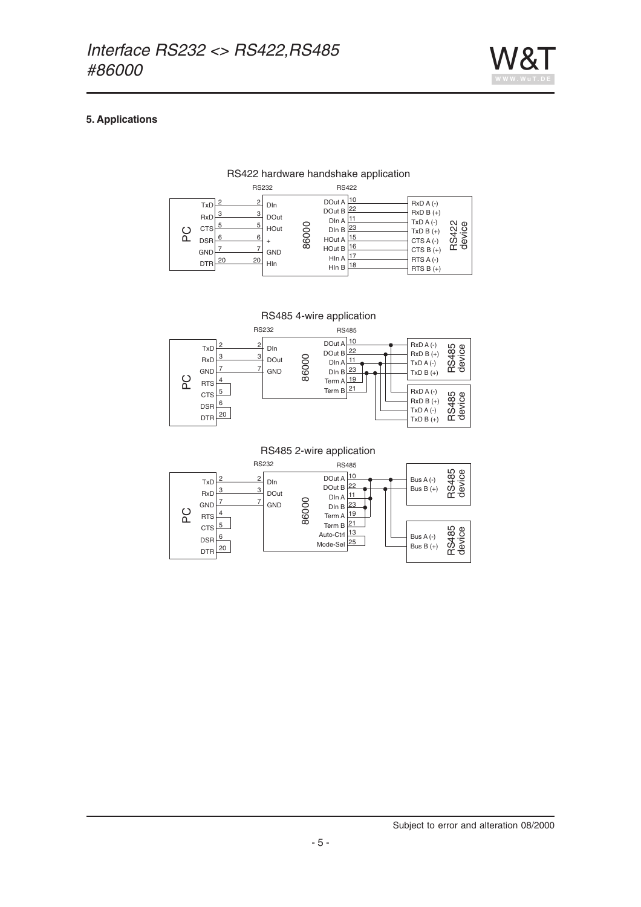## 5. Applications

RS422 hardware handshake application

RS485 4-wire application

RS485 2-wire application

Subject to error and alteration 08/2000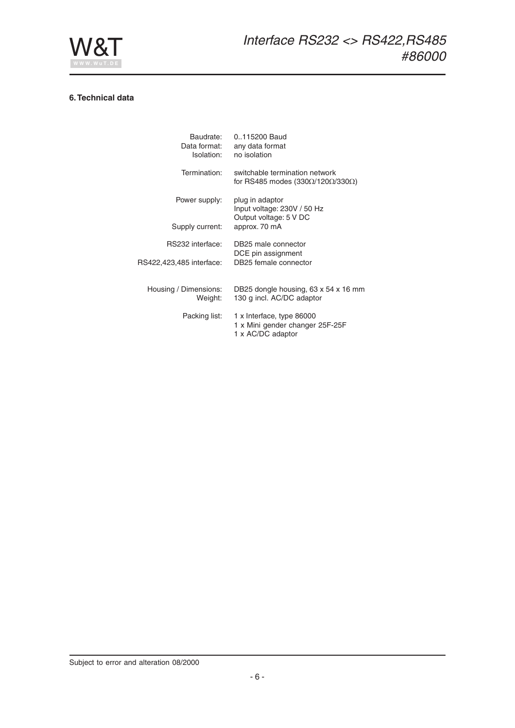## 6. Technical data

| | |
|---|---|
| Baudrate: | 0..115200 Baud |
| Data format: | any data format |
| Isolation: | no isolation |
| Termination: | switchable termination network<br>for RS485 modes (330Ω/120Ω/330Ω) |
| Power supply: | plug in adaptor<br>Input voltage: 230V / 50 Hz<br>Output voltage: 5 V DC |
| Supply current: | approx. 70 mA |
| RS232 interface: | DB25 male connector<br>DCE pin assignment |
| RS422,423,485 interface: | DB25 female connector |
| Housing / Dimensions: | DB25 dongle housing, 63 x 54 x 16 mm |
| Weight: | 130 g incl. AC/DC adaptor |
| Packing list: | 1 x Interface, type 86000<br>1 x Mini gender changer 25F-25F<br>1 x AC/DC adaptor |

Subject to error and alteration 08/2000